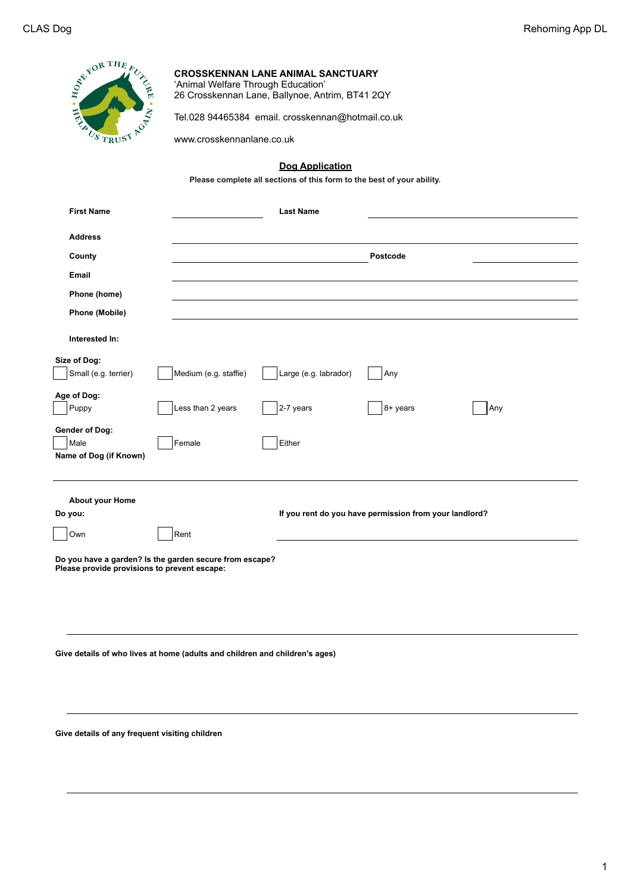**CROSSKENNAN LANE ANIMAL SANCTUARY**
'Animal Welfare Through Education'
26 Crosskennan Lane, Ballynoe, Antrim, BT41 2QY

Tel.028 94465384 email. crosskennan@hotmail.co.uk

www.crosskennanlane.co.uk

## Dog Application

**Please complete all sections of this form to the best of your ability.**

**First Name** ____________________ **Last Name** ____________________

**Address** ____________________________________________

**County** ____________________ **Postcode** ____________________

**Email** ____________________________________________

**Phone (home)** ____________________________________________

**Phone (Mobile)** ____________________________________________

**Interested In:**

**Size of Dog:**
☐ Small (e.g. terrier) ☐ Medium (e.g. staffie) ☐ Large (e.g. labrador) ☐ Any

**Age of Dog:**
☐ Puppy ☐ Less than 2 years ☐ 2-7 years ☐ 8+ years ☐ Any

**Gender of Dog:**
☐ Male ☐ Female ☐ Either

**Name of Dog (if Known)**

____________________________________________

**About your Home**

**Do you:**
☐ Own ☐ Rent

**If you rent do you have permission from your landlord?**

____________________________________________

**Do you have a garden? Is the garden secure from escape?**
**Please provide provisions to prevent escape:**

____________________________________________

**Give details of who lives at home (adults and children and children's ages)**

____________________________________________

**Give details of any frequent visiting children**

____________________________________________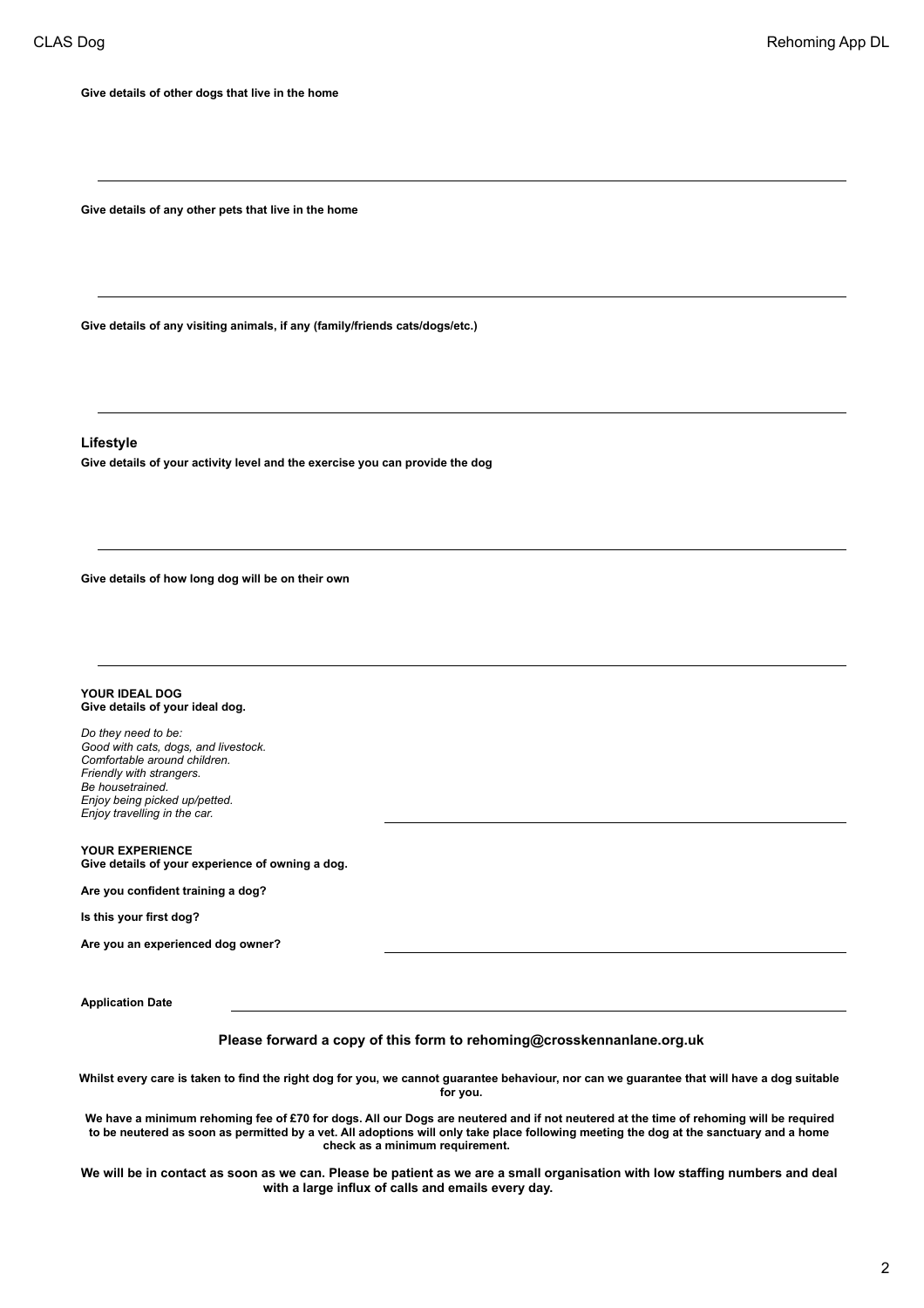**Give details of other dogs that live in the home**

**Give details of any other pets that live in the home**

**Give details of any visiting animals, if any (family/friends cats/dogs/etc.)**

## Lifestyle

**Give details of your activity level and the exercise you can provide the dog**

**Give details of how long dog will be on their own**

**YOUR IDEAL DOG**
**Give details of your ideal dog.**

*Do they need to be:*
*Good with cats, dogs, and livestock.*
*Comfortable around children.*
*Friendly with strangers.*
*Be housetrained.*
*Enjoy being picked up/petted.*
*Enjoy travelling in the car.*

**YOUR EXPERIENCE**
**Give details of your experience of owning a dog.**

**Are you confident training a dog?**

**Is this your first dog?**

**Are you an experienced dog owner?**

**Application Date**

**Please forward a copy of this form to rehoming@crosskennanlane.org.uk**

**Whilst every care is taken to find the right dog for you, we cannot guarantee behaviour, nor can we guarantee that will have a dog suitable for you.**

**We have a minimum rehoming fee of £70 for dogs. All our Dogs are neutered and if not neutered at the time of rehoming will be required to be neutered as soon as permitted by a vet. All adoptions will only take place following meeting the dog at the sanctuary and a home check as a minimum requirement.**

**We will be in contact as soon as we can. Please be patient as we are a small organisation with low staffing numbers and deal with a large influx of calls and emails every day.**